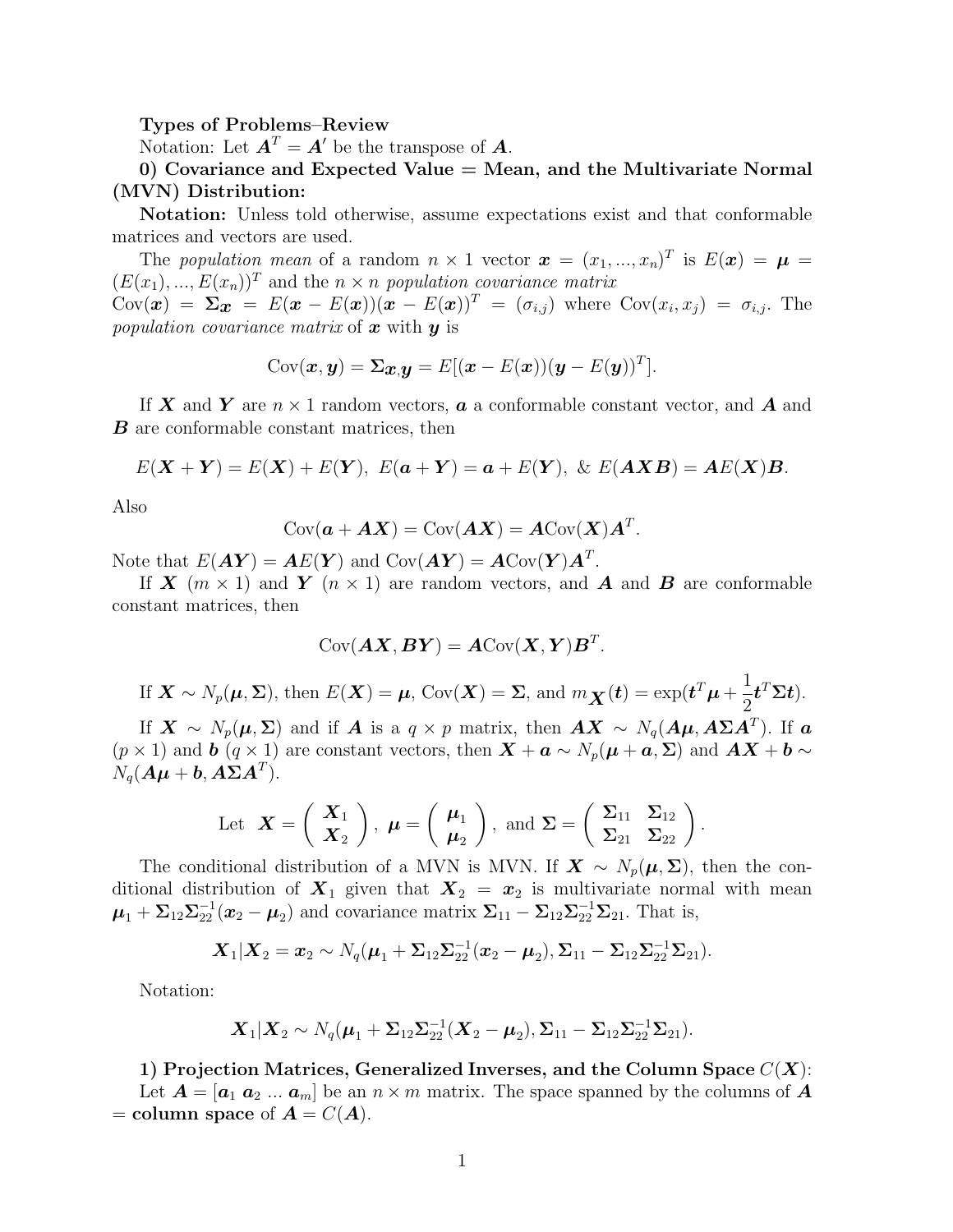**Types of Problems–Review**

Notation: Let $\boldsymbol{A}^T = \boldsymbol{A}'$ be the transpose of $\boldsymbol{A}$.

**0) Covariance and Expected Value = Mean, and the Multivariate Normal (MVN) Distribution:**

**Notation:** Unless told otherwise, assume expectations exist and that conformable matrices and vectors are used.

The *population mean* of a random $n \times 1$ vector $\boldsymbol{x} = (x_1, ..., x_n)^T$ is $E(\boldsymbol{x}) = \boldsymbol{\mu} = (E(x_1), ..., E(x_n))^T$ and the $n \times n$ *population covariance matrix* $\text{Cov}(\boldsymbol{x}) = \boldsymbol{\Sigma}_{\boldsymbol{x}} = E(\boldsymbol{x} - E(\boldsymbol{x}))(\boldsymbol{x} - E(\boldsymbol{x}))^T = (\sigma_{i,j})$ where $\text{Cov}(x_i, x_j) = \sigma_{i,j}$. The *population covariance matrix* of $\boldsymbol{x}$ with $\boldsymbol{y}$ is

$$\text{Cov}(\boldsymbol{x}, \boldsymbol{y}) = \boldsymbol{\Sigma}_{\boldsymbol{x},\boldsymbol{y}} = E[(\boldsymbol{x} - E(\boldsymbol{x}))(\boldsymbol{y} - E(\boldsymbol{y}))^T].$$

If $\boldsymbol{X}$ and $\boldsymbol{Y}$ are $n \times 1$ random vectors, $\boldsymbol{a}$ a conformable constant vector, and $\boldsymbol{A}$ and $\boldsymbol{B}$ are conformable constant matrices, then

$$E(\boldsymbol{X} + \boldsymbol{Y}) = E(\boldsymbol{X}) + E(\boldsymbol{Y}), \; E(\boldsymbol{a} + \boldsymbol{Y}) = \boldsymbol{a} + E(\boldsymbol{Y}), \; \& \; E(\boldsymbol{A}\boldsymbol{X}\boldsymbol{B}) = \boldsymbol{A}E(\boldsymbol{X})\boldsymbol{B}.$$

Also

$$\text{Cov}(\boldsymbol{a} + \boldsymbol{A}\boldsymbol{X}) = \text{Cov}(\boldsymbol{A}\boldsymbol{X}) = \boldsymbol{A}\text{Cov}(\boldsymbol{X})\boldsymbol{A}^T.$$

Note that $E(\boldsymbol{A}\boldsymbol{Y}) = \boldsymbol{A}E(\boldsymbol{Y})$ and $\text{Cov}(\boldsymbol{A}\boldsymbol{Y}) = \boldsymbol{A}\text{Cov}(\boldsymbol{Y})\boldsymbol{A}^T$.

If $\boldsymbol{X}$ $(m \times 1)$ and $\boldsymbol{Y}$ $(n \times 1)$ are random vectors, and $\boldsymbol{A}$ and $\boldsymbol{B}$ are conformable constant matrices, then

$$\text{Cov}(\boldsymbol{A}\boldsymbol{X}, \boldsymbol{B}\boldsymbol{Y}) = \boldsymbol{A}\text{Cov}(\boldsymbol{X}, \boldsymbol{Y})\boldsymbol{B}^T.$$

If $\boldsymbol{X} \sim N_p(\boldsymbol{\mu}, \boldsymbol{\Sigma})$, then $E(\boldsymbol{X}) = \boldsymbol{\mu}$, $\text{Cov}(\boldsymbol{X}) = \boldsymbol{\Sigma}$, and $m_{\boldsymbol{X}}(\boldsymbol{t}) = \exp(\boldsymbol{t}^T\boldsymbol{\mu} + \frac{1}{2}\boldsymbol{t}^T\boldsymbol{\Sigma}\boldsymbol{t})$.

If $\boldsymbol{X} \sim N_p(\boldsymbol{\mu}, \boldsymbol{\Sigma})$ and if $\boldsymbol{A}$ is a $q \times p$ matrix, then $\boldsymbol{A}\boldsymbol{X} \sim N_q(\boldsymbol{A}\boldsymbol{\mu}, \boldsymbol{A}\boldsymbol{\Sigma}\boldsymbol{A}^T)$. If $\boldsymbol{a}$ $(p \times 1)$ and $\boldsymbol{b}$ $(q \times 1)$ are constant vectors, then $\boldsymbol{X} + \boldsymbol{a} \sim N_p(\boldsymbol{\mu} + \boldsymbol{a}, \boldsymbol{\Sigma})$ and $\boldsymbol{A}\boldsymbol{X} + \boldsymbol{b} \sim N_q(\boldsymbol{A}\boldsymbol{\mu} + \boldsymbol{b}, \boldsymbol{A}\boldsymbol{\Sigma}\boldsymbol{A}^T)$.

$$\text{Let } \; \boldsymbol{X} = \begin{pmatrix} \boldsymbol{X}_1 \\ \boldsymbol{X}_2 \end{pmatrix}, \; \boldsymbol{\mu} = \begin{pmatrix} \boldsymbol{\mu}_1 \\ \boldsymbol{\mu}_2 \end{pmatrix}, \; \text{and } \boldsymbol{\Sigma} = \begin{pmatrix} \boldsymbol{\Sigma}_{11} & \boldsymbol{\Sigma}_{12} \\ \boldsymbol{\Sigma}_{21} & \boldsymbol{\Sigma}_{22} \end{pmatrix}.$$

The conditional distribution of a MVN is MVN. If $\boldsymbol{X} \sim N_p(\boldsymbol{\mu}, \boldsymbol{\Sigma})$, then the conditional distribution of $\boldsymbol{X}_1$ given that $\boldsymbol{X}_2 = \boldsymbol{x}_2$ is multivariate normal with mean $\boldsymbol{\mu}_1 + \boldsymbol{\Sigma}_{12}\boldsymbol{\Sigma}_{22}^{-1}(\boldsymbol{x}_2 - \boldsymbol{\mu}_2)$ and covariance matrix $\boldsymbol{\Sigma}_{11} - \boldsymbol{\Sigma}_{12}\boldsymbol{\Sigma}_{22}^{-1}\boldsymbol{\Sigma}_{21}$. That is,

$$\boldsymbol{X}_1 | \boldsymbol{X}_2 = \boldsymbol{x}_2 \sim N_q(\boldsymbol{\mu}_1 + \boldsymbol{\Sigma}_{12}\boldsymbol{\Sigma}_{22}^{-1}(\boldsymbol{x}_2 - \boldsymbol{\mu}_2), \boldsymbol{\Sigma}_{11} - \boldsymbol{\Sigma}_{12}\boldsymbol{\Sigma}_{22}^{-1}\boldsymbol{\Sigma}_{21}).$$

Notation:

$$\boldsymbol{X}_1 | \boldsymbol{X}_2 \sim N_q(\boldsymbol{\mu}_1 + \boldsymbol{\Sigma}_{12}\boldsymbol{\Sigma}_{22}^{-1}(\boldsymbol{X}_2 - \boldsymbol{\mu}_2), \boldsymbol{\Sigma}_{11} - \boldsymbol{\Sigma}_{12}\boldsymbol{\Sigma}_{22}^{-1}\boldsymbol{\Sigma}_{21}).$$

**1) Projection Matrices, Generalized Inverses, and the Column Space $C(\boldsymbol{X})$:**

Let $\boldsymbol{A} = [\boldsymbol{a}_1 \; \boldsymbol{a}_2 \; ... \; \boldsymbol{a}_m]$ be an $n \times m$ matrix. The space spanned by the columns of $\boldsymbol{A}$ = **column space** of $\boldsymbol{A} = C(\boldsymbol{A})$.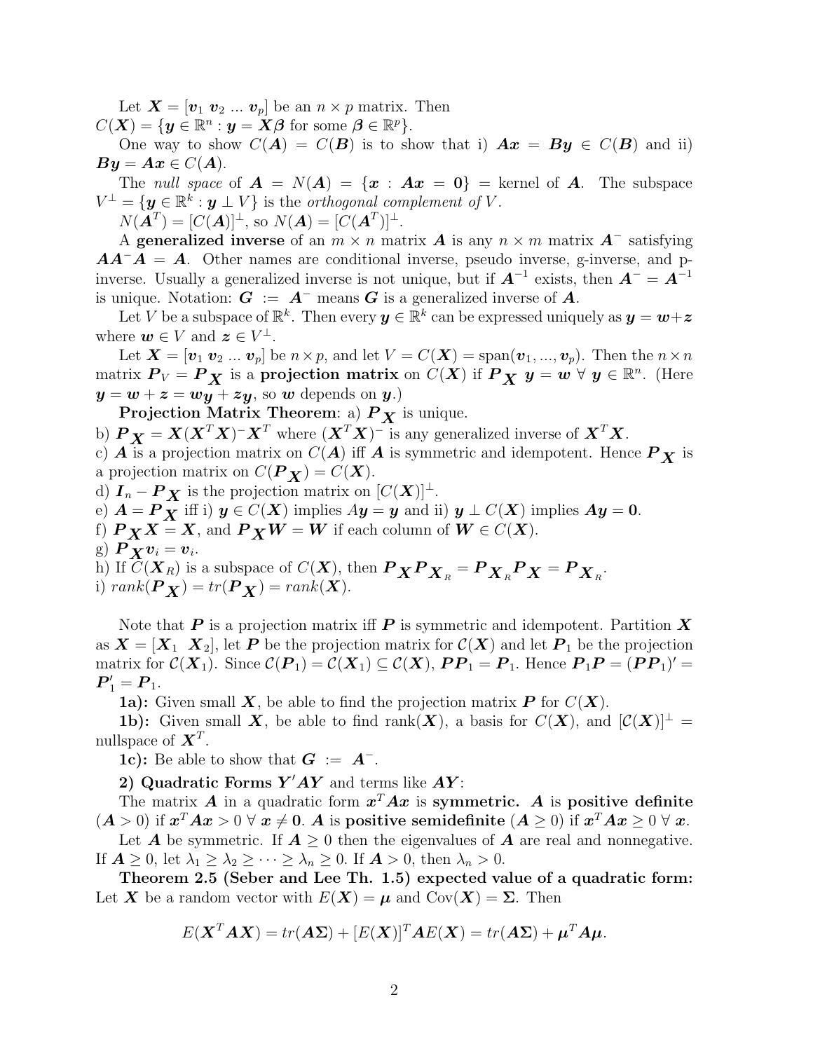Let $\boldsymbol{X} = [\boldsymbol{v}_1\ \boldsymbol{v}_2\ ...\ \boldsymbol{v}_p]$ be an $n \times p$ matrix. Then $C(\boldsymbol{X}) = \{\boldsymbol{y} \in \mathbb{R}^n : \boldsymbol{y} = \boldsymbol{X\beta} \text{ for some } \boldsymbol{\beta} \in \mathbb{R}^p\}$.

One way to show $C(\boldsymbol{A}) = C(\boldsymbol{B})$ is to show that i) $\boldsymbol{Ax} = \boldsymbol{By} \in C(\boldsymbol{B})$ and ii) $\boldsymbol{By} = \boldsymbol{Ax} \in C(\boldsymbol{A})$.

The *null space* of $\boldsymbol{A} = N(\boldsymbol{A}) = \{\boldsymbol{x} : \boldsymbol{Ax} = \boldsymbol{0}\}$ = kernel of $\boldsymbol{A}$. The subspace $V^{\perp} = \{\boldsymbol{y} \in \mathbb{R}^k : \boldsymbol{y} \perp V\}$ is the *orthogonal complement of* $V$.

$N(\boldsymbol{A}^T) = [C(\boldsymbol{A})]^{\perp}$, so $N(\boldsymbol{A}) = [C(\boldsymbol{A}^T)]^{\perp}$.

A **generalized inverse** of an $m \times n$ matrix $\boldsymbol{A}$ is any $n \times m$ matrix $\boldsymbol{A}^-$ satisfying $\boldsymbol{AA}^-\boldsymbol{A} = \boldsymbol{A}$. Other names are conditional inverse, pseudo inverse, g-inverse, and p-inverse. Usually a generalized inverse is not unique, but if $\boldsymbol{A}^{-1}$ exists, then $\boldsymbol{A}^- = \boldsymbol{A}^{-1}$ is unique. Notation: $\boldsymbol{G} := \boldsymbol{A}^-$ means $\boldsymbol{G}$ is a generalized inverse of $\boldsymbol{A}$.

Let $V$ be a subspace of $\mathbb{R}^k$. Then every $\boldsymbol{y} \in \mathbb{R}^k$ can be expressed uniquely as $\boldsymbol{y} = \boldsymbol{w} + \boldsymbol{z}$ where $\boldsymbol{w} \in V$ and $\boldsymbol{z} \in V^{\perp}$.

Let $\boldsymbol{X} = [\boldsymbol{v}_1\ \boldsymbol{v}_2\ ...\ \boldsymbol{v}_p]$ be $n \times p$, and let $V = C(\boldsymbol{X}) = \text{span}(\boldsymbol{v}_1, ..., \boldsymbol{v}_p)$. Then the $n \times n$ matrix $\boldsymbol{P}_V = \boldsymbol{P}_{\boldsymbol{X}}$ is a **projection matrix** on $C(\boldsymbol{X})$ if $\boldsymbol{P}_{\boldsymbol{X}}\ \boldsymbol{y} = \boldsymbol{w}\ \forall\ \boldsymbol{y} \in \mathbb{R}^n$. (Here $\boldsymbol{y} = \boldsymbol{w} + \boldsymbol{z} = \boldsymbol{w}_{\boldsymbol{y}} + \boldsymbol{z}_{\boldsymbol{y}}$, so $\boldsymbol{w}$ depends on $\boldsymbol{y}$.)

**Projection Matrix Theorem**: a) $\boldsymbol{P}_{\boldsymbol{X}}$ is unique.
b) $\boldsymbol{P}_{\boldsymbol{X}} = \boldsymbol{X}(\boldsymbol{X}^T\boldsymbol{X})^-\boldsymbol{X}^T$ where $(\boldsymbol{X}^T\boldsymbol{X})^-$ is any generalized inverse of $\boldsymbol{X}^T\boldsymbol{X}$.
c) $\boldsymbol{A}$ is a projection matrix on $C(\boldsymbol{A})$ iff $\boldsymbol{A}$ is symmetric and idempotent. Hence $\boldsymbol{P}_{\boldsymbol{X}}$ is a projection matrix on $C(\boldsymbol{P}_{\boldsymbol{X}}) = C(\boldsymbol{X})$.
d) $\boldsymbol{I}_n - \boldsymbol{P}_{\boldsymbol{X}}$ is the projection matrix on $[C(\boldsymbol{X})]^{\perp}$.
e) $\boldsymbol{A} = \boldsymbol{P}_{\boldsymbol{X}}$ iff i) $\boldsymbol{y} \in C(\boldsymbol{X})$ implies $A\boldsymbol{y} = \boldsymbol{y}$ and ii) $\boldsymbol{y} \perp C(\boldsymbol{X})$ implies $\boldsymbol{A}\boldsymbol{y} = \boldsymbol{0}$.
f) $\boldsymbol{P}_{\boldsymbol{X}}\boldsymbol{X} = \boldsymbol{X}$, and $\boldsymbol{P}_{\boldsymbol{X}}\boldsymbol{W} = \boldsymbol{W}$ if each column of $\boldsymbol{W} \in C(\boldsymbol{X})$.
g) $\boldsymbol{P}_{\boldsymbol{X}}\boldsymbol{v}_i = \boldsymbol{v}_i$.
h) If $C(\boldsymbol{X}_R)$ is a subspace of $C(\boldsymbol{X})$, then $\boldsymbol{P}_{\boldsymbol{X}}\boldsymbol{P}_{\boldsymbol{X}_R} = \boldsymbol{P}_{\boldsymbol{X}_R}\boldsymbol{P}_{\boldsymbol{X}} = \boldsymbol{P}_{\boldsymbol{X}_R}$.
i) $rank(\boldsymbol{P}_{\boldsymbol{X}}) = tr(\boldsymbol{P}_{\boldsymbol{X}}) = rank(\boldsymbol{X})$.

Note that $\boldsymbol{P}$ is a projection matrix iff $\boldsymbol{P}$ is symmetric and idempotent. Partition $\boldsymbol{X}$ as $\boldsymbol{X} = [\boldsymbol{X}_1\ \ \boldsymbol{X}_2]$, let $\boldsymbol{P}$ be the projection matrix for $\mathcal{C}(\boldsymbol{X})$ and let $\boldsymbol{P}_1$ be the projection matrix for $\mathcal{C}(\boldsymbol{X}_1)$. Since $\mathcal{C}(\boldsymbol{P}_1) = \mathcal{C}(\boldsymbol{X}_1) \subseteq \mathcal{C}(\boldsymbol{X})$, $\boldsymbol{PP}_1 = \boldsymbol{P}_1$. Hence $\boldsymbol{P}_1\boldsymbol{P} = (\boldsymbol{PP}_1)' = \boldsymbol{P}_1' = \boldsymbol{P}_1$.

**1a):** Given small $\boldsymbol{X}$, be able to find the projection matrix $\boldsymbol{P}$ for $C(\boldsymbol{X})$.

**1b):** Given small $\boldsymbol{X}$, be able to find rank($\boldsymbol{X}$), a basis for $C(\boldsymbol{X})$, and $[\mathcal{C}(\boldsymbol{X})]^{\perp}$ = nullspace of $\boldsymbol{X}^T$.

**1c):** Be able to show that $\boldsymbol{G} := \boldsymbol{A}^-$.

**2) Quadratic Forms $\boldsymbol{Y}'\boldsymbol{AY}$ and terms like $\boldsymbol{AY}$:**

The matrix $\boldsymbol{A}$ in a quadratic form $\boldsymbol{x}^T\boldsymbol{Ax}$ is **symmetric.** $\boldsymbol{A}$ is **positive definite** ($\boldsymbol{A} > 0$) if $\boldsymbol{x}^T\boldsymbol{Ax} > 0\ \forall\ \boldsymbol{x} \neq \boldsymbol{0}$. $\boldsymbol{A}$ is **positive semidefinite** ($\boldsymbol{A} \geq 0$) if $\boldsymbol{x}^T\boldsymbol{Ax} \geq 0\ \forall\ \boldsymbol{x}$.

Let $\boldsymbol{A}$ be symmetric. If $\boldsymbol{A} \geq 0$ then the eigenvalues of $\boldsymbol{A}$ are real and nonnegative. If $\boldsymbol{A} \geq 0$, let $\lambda_1 \geq \lambda_2 \geq \cdots \geq \lambda_n \geq 0$. If $\boldsymbol{A} > 0$, then $\lambda_n > 0$.

**Theorem 2.5 (Seber and Lee Th. 1.5) expected value of a quadratic form:** Let $\boldsymbol{X}$ be a random vector with $E(\boldsymbol{X}) = \boldsymbol{\mu}$ and $\text{Cov}(\boldsymbol{X}) = \boldsymbol{\Sigma}$. Then

$$E(\boldsymbol{X}^T\boldsymbol{AX}) = tr(\boldsymbol{A\Sigma}) + [E(\boldsymbol{X})]^T\boldsymbol{A}E(\boldsymbol{X}) = tr(\boldsymbol{A\Sigma}) + \boldsymbol{\mu}^T\boldsymbol{A\mu}.$$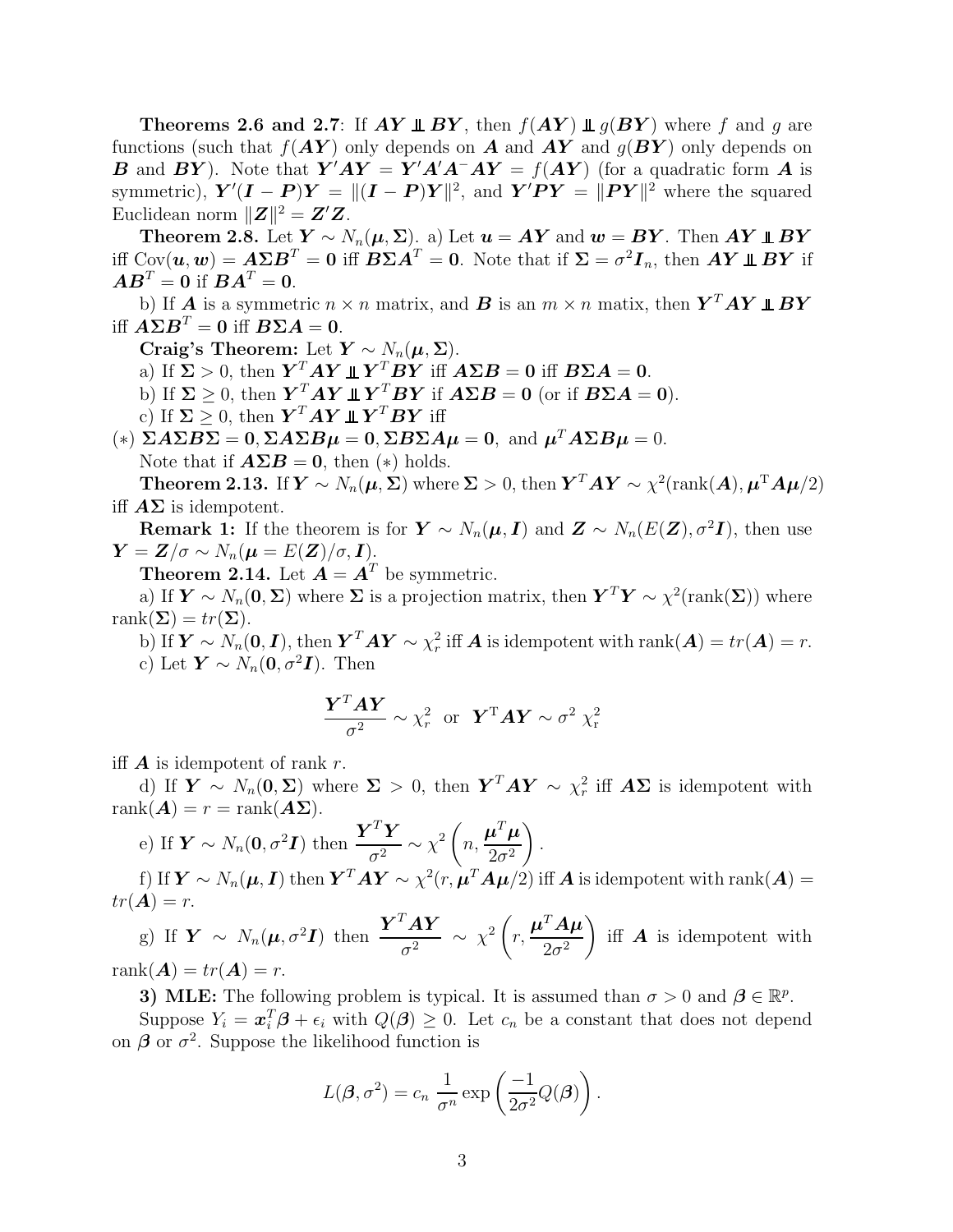**Theorems 2.6 and 2.7**: If $\boldsymbol{AY} \perp\!\!\!\perp \boldsymbol{BY}$, then $f(\boldsymbol{AY}) \perp\!\!\!\perp g(\boldsymbol{BY})$ where $f$ and $g$ are functions (such that $f(\boldsymbol{AY})$ only depends on $\boldsymbol{A}$ and $\boldsymbol{AY}$ and $g(\boldsymbol{BY})$ only depends on $\boldsymbol{B}$ and $\boldsymbol{BY}$). Note that $\boldsymbol{Y}'\boldsymbol{AY} = \boldsymbol{Y}'\boldsymbol{A}'\boldsymbol{A}^{-}\boldsymbol{AY} = f(\boldsymbol{AY})$ (for a quadratic form $\boldsymbol{A}$ is symmetric), $\boldsymbol{Y}'(\boldsymbol{I}-\boldsymbol{P})\boldsymbol{Y} = \|(\boldsymbol{I}-\boldsymbol{P})\boldsymbol{Y}\|^2$, and $\boldsymbol{Y}'\boldsymbol{PY} = \|\boldsymbol{PY}\|^2$ where the squared Euclidean norm $\|\boldsymbol{Z}\|^2 = \boldsymbol{Z}'\boldsymbol{Z}$.

**Theorem 2.8.** Let $\boldsymbol{Y} \sim N_n(\boldsymbol{\mu}, \boldsymbol{\Sigma})$. a) Let $\boldsymbol{u} = \boldsymbol{AY}$ and $\boldsymbol{w} = \boldsymbol{BY}$. Then $\boldsymbol{AY} \perp\!\!\!\perp \boldsymbol{BY}$ iff $\text{Cov}(\boldsymbol{u}, \boldsymbol{w}) = \boldsymbol{A\Sigma B}^T = \boldsymbol{0}$ iff $\boldsymbol{B\Sigma A}^T = \boldsymbol{0}$. Note that if $\boldsymbol{\Sigma} = \sigma^2 \boldsymbol{I}_n$, then $\boldsymbol{AY} \perp\!\!\!\perp \boldsymbol{BY}$ if $\boldsymbol{AB}^T = \boldsymbol{0}$ if $\boldsymbol{BA}^T = \boldsymbol{0}$.

b) If $\boldsymbol{A}$ is a symmetric $n \times n$ matrix, and $\boldsymbol{B}$ is an $m \times n$ matix, then $\boldsymbol{Y}^T\boldsymbol{AY} \perp\!\!\!\perp \boldsymbol{BY}$ iff $\boldsymbol{A\Sigma B}^T = \boldsymbol{0}$ iff $\boldsymbol{B\Sigma A} = \boldsymbol{0}$.

**Craig's Theorem:** Let $\boldsymbol{Y} \sim N_n(\boldsymbol{\mu}, \boldsymbol{\Sigma})$.

a) If $\boldsymbol{\Sigma} > 0$, then $\boldsymbol{Y}^T\boldsymbol{AY} \perp\!\!\!\perp \boldsymbol{Y}^T\boldsymbol{BY}$ iff $\boldsymbol{A\Sigma B} = \boldsymbol{0}$ iff $\boldsymbol{B\Sigma A} = \boldsymbol{0}$.

b) If $\boldsymbol{\Sigma} \geq 0$, then $\boldsymbol{Y}^T\boldsymbol{AY} \perp\!\!\!\perp \boldsymbol{Y}^T\boldsymbol{BY}$ if $\boldsymbol{A\Sigma B} = \boldsymbol{0}$ (or if $\boldsymbol{B\Sigma A} = \boldsymbol{0}$).

c) If $\boldsymbol{\Sigma} \geq 0$, then $\boldsymbol{Y}^T\boldsymbol{AY} \perp\!\!\!\perp \boldsymbol{Y}^T\boldsymbol{BY}$ iff

$(*)$ $\boldsymbol{\Sigma A \Sigma B \Sigma} = \boldsymbol{0}, \boldsymbol{\Sigma A \Sigma B \mu} = \boldsymbol{0}, \boldsymbol{\Sigma B \Sigma A \mu} = \boldsymbol{0},$ and $\boldsymbol{\mu}^T\boldsymbol{A\Sigma B\mu} = 0$.

Note that if $\boldsymbol{A\Sigma B} = \boldsymbol{0}$, then $(*)$ holds.

**Theorem 2.13.** If $\boldsymbol{Y} \sim N_n(\boldsymbol{\mu}, \boldsymbol{\Sigma})$ where $\boldsymbol{\Sigma} > 0$, then $\boldsymbol{Y}^T\boldsymbol{AY} \sim \chi^2(\text{rank}(\boldsymbol{A}), \boldsymbol{\mu}^{\text{T}}\boldsymbol{A\mu}/2)$ iff $\boldsymbol{A\Sigma}$ is idempotent.

**Remark 1:** If the theorem is for $\boldsymbol{Y} \sim N_n(\boldsymbol{\mu}, \boldsymbol{I})$ and $\boldsymbol{Z} \sim N_n(E(\boldsymbol{Z}), \sigma^2\boldsymbol{I})$, then use $\boldsymbol{Y} = \boldsymbol{Z}/\sigma \sim N_n(\boldsymbol{\mu} = E(\boldsymbol{Z})/\sigma, \boldsymbol{I})$.

**Theorem 2.14.** Let $\boldsymbol{A} = \boldsymbol{A}^T$ be symmetric.

a) If $\boldsymbol{Y} \sim N_n(\boldsymbol{0}, \boldsymbol{\Sigma})$ where $\boldsymbol{\Sigma}$ is a projection matrix, then $\boldsymbol{Y}^T\boldsymbol{Y} \sim \chi^2(\text{rank}(\boldsymbol{\Sigma}))$ where $\text{rank}(\boldsymbol{\Sigma}) = tr(\boldsymbol{\Sigma})$.

b) If $\boldsymbol{Y} \sim N_n(\boldsymbol{0}, \boldsymbol{I})$, then $\boldsymbol{Y}^T\boldsymbol{AY} \sim \chi^2_r$ iff $\boldsymbol{A}$ is idempotent with $\text{rank}(\boldsymbol{A}) = tr(\boldsymbol{A}) = r$.

c) Let $\boldsymbol{Y} \sim N_n(\boldsymbol{0}, \sigma^2\boldsymbol{I})$. Then

$$\frac{\boldsymbol{Y}^T\boldsymbol{AY}}{\sigma^2} \sim \chi^2_r \;\text{ or }\; \boldsymbol{Y}^{\text{T}}\boldsymbol{AY} \sim \sigma^2\,\chi^2_{\text{r}}$$

iff $\boldsymbol{A}$ is idempotent of rank $r$.

d) If $\boldsymbol{Y} \sim N_n(\boldsymbol{0}, \boldsymbol{\Sigma})$ where $\boldsymbol{\Sigma} > 0$, then $\boldsymbol{Y}^T\boldsymbol{AY} \sim \chi^2_r$ iff $\boldsymbol{A\Sigma}$ is idempotent with $\text{rank}(\boldsymbol{A}) = r = \text{rank}(\boldsymbol{A\Sigma})$.

e) If $\boldsymbol{Y} \sim N_n(\boldsymbol{0}, \sigma^2\boldsymbol{I})$ then $\dfrac{\boldsymbol{Y}^T\boldsymbol{Y}}{\sigma^2} \sim \chi^2\left(n, \dfrac{\boldsymbol{\mu}^T\boldsymbol{\mu}}{2\sigma^2}\right)$.

f) If $\boldsymbol{Y} \sim N_n(\boldsymbol{\mu}, \boldsymbol{I})$ then $\boldsymbol{Y}^T\boldsymbol{AY} \sim \chi^2(r, \boldsymbol{\mu}^T\boldsymbol{A\mu}/2)$ iff $\boldsymbol{A}$ is idempotent with $\text{rank}(\boldsymbol{A}) = tr(\boldsymbol{A}) = r$.

g) If $\boldsymbol{Y} \sim N_n(\boldsymbol{\mu}, \sigma^2\boldsymbol{I})$ then $\dfrac{\boldsymbol{Y}^T\boldsymbol{AY}}{\sigma^2} \sim \chi^2\left(r, \dfrac{\boldsymbol{\mu}^T\boldsymbol{A\mu}}{2\sigma^2}\right)$ iff $\boldsymbol{A}$ is idempotent with $\text{rank}(\boldsymbol{A}) = tr(\boldsymbol{A}) = r$.

**3) MLE:** The following problem is typical. It is assumed than $\sigma > 0$ and $\boldsymbol{\beta} \in \mathbb{R}^p$.

Suppose $Y_i = \boldsymbol{x}_i^T\boldsymbol{\beta} + \epsilon_i$ with $Q(\boldsymbol{\beta}) \geq 0$. Let $c_n$ be a constant that does not depend on $\boldsymbol{\beta}$ or $\sigma^2$. Suppose the likelihood function is

$$L(\boldsymbol{\beta}, \sigma^2) = c_n\,\frac{1}{\sigma^n}\exp\left(\frac{-1}{2\sigma^2}Q(\boldsymbol{\beta})\right).$$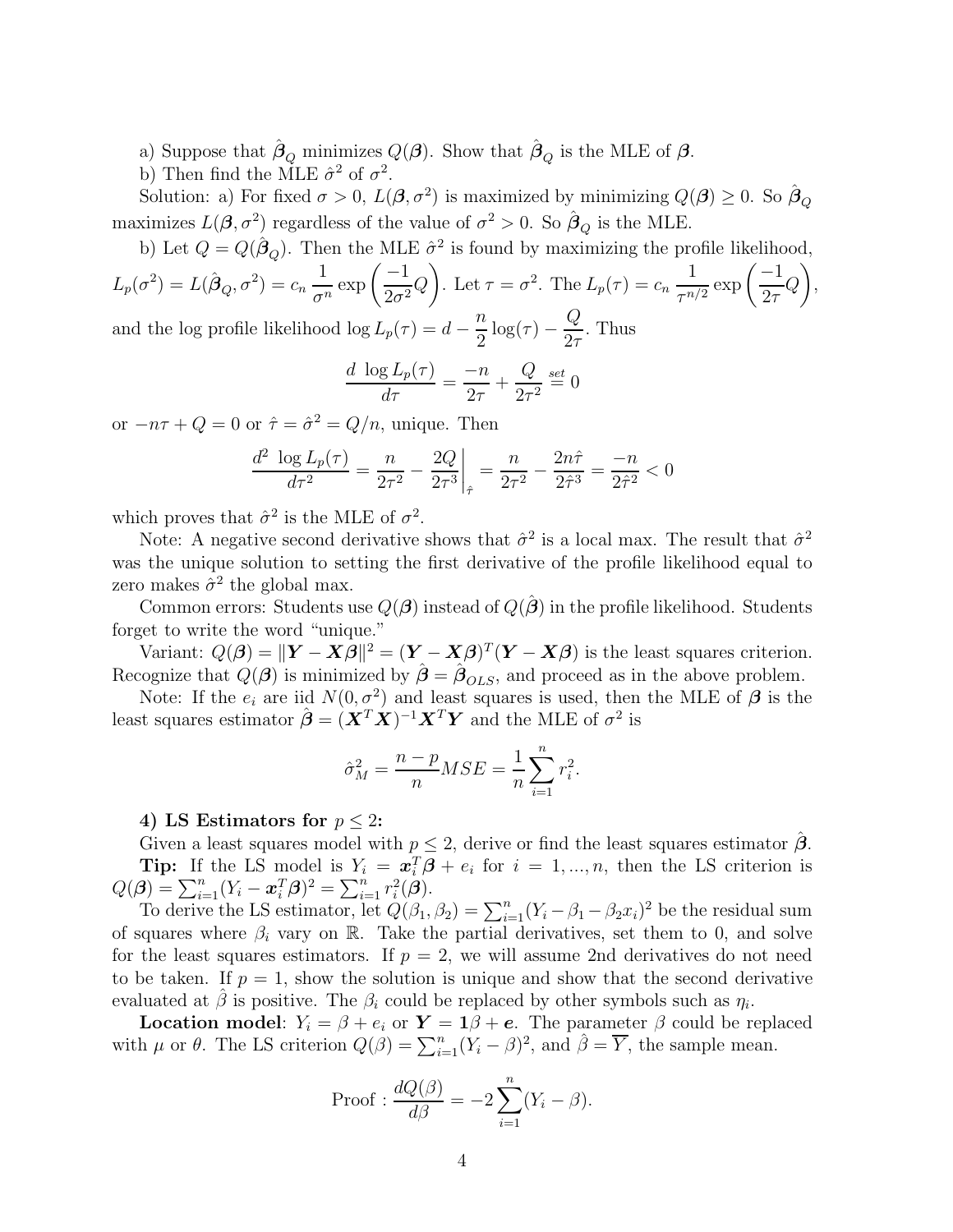a) Suppose that $\hat{\boldsymbol{\beta}}_Q$ minimizes $Q(\boldsymbol{\beta})$. Show that $\hat{\boldsymbol{\beta}}_Q$ is the MLE of $\boldsymbol{\beta}$.

b) Then find the MLE $\hat{\sigma}^2$ of $\sigma^2$.

Solution: a) For fixed $\sigma > 0$, $L(\boldsymbol{\beta}, \sigma^2)$ is maximized by minimizing $Q(\boldsymbol{\beta}) \geq 0$. So $\hat{\boldsymbol{\beta}}_Q$ maximizes $L(\boldsymbol{\beta}, \sigma^2)$ regardless of the value of $\sigma^2 > 0$. So $\hat{\boldsymbol{\beta}}_Q$ is the MLE.

b) Let $Q = Q(\hat{\boldsymbol{\beta}}_Q)$. Then the MLE $\hat{\sigma}^2$ is found by maximizing the profile likelihood, $L_p(\sigma^2) = L(\hat{\boldsymbol{\beta}}_Q, \sigma^2) = c_n \, \dfrac{1}{\sigma^n} \exp\left(\dfrac{-1}{2\sigma^2} Q\right)$. Let $\tau = \sigma^2$. The $L_p(\tau) = c_n \, \dfrac{1}{\tau^{n/2}} \exp\left(\dfrac{-1}{2\tau} Q\right)$, and the log profile likelihood $\log L_p(\tau) = d - \dfrac{n}{2}\log(\tau) - \dfrac{Q}{2\tau}$. Thus

$$\frac{d \ \log L_p(\tau)}{d\tau} = \frac{-n}{2\tau} + \frac{Q}{2\tau^2} \overset{set}{=} 0$$

or $-n\tau + Q = 0$ or $\hat{\tau} = \hat{\sigma}^2 = Q/n$, unique. Then

$$\frac{d^2 \ \log L_p(\tau)}{d\tau^2} = \frac{n}{2\tau^2} - \left.\frac{2Q}{2\tau^3}\right|_{\hat{\tau}} = \frac{n}{2\tau^2} - \frac{2n\hat{\tau}}{2\hat{\tau}^3} = \frac{-n}{2\hat{\tau}^2} < 0$$

which proves that $\hat{\sigma}^2$ is the MLE of $\sigma^2$.

Note: A negative second derivative shows that $\hat{\sigma}^2$ is a local max. The result that $\hat{\sigma}^2$ was the unique solution to setting the first derivative of the profile likelihood equal to zero makes $\hat{\sigma}^2$ the global max.

Common errors: Students use $Q(\boldsymbol{\beta})$ instead of $Q(\hat{\boldsymbol{\beta}})$ in the profile likelihood. Students forget to write the word "unique."

Variant: $Q(\boldsymbol{\beta}) = \|\boldsymbol{Y} - \boldsymbol{X}\boldsymbol{\beta}\|^2 = (\boldsymbol{Y} - \boldsymbol{X}\boldsymbol{\beta})^T(\boldsymbol{Y} - \boldsymbol{X}\boldsymbol{\beta})$ is the least squares criterion. Recognize that $Q(\boldsymbol{\beta})$ is minimized by $\hat{\boldsymbol{\beta}} = \hat{\boldsymbol{\beta}}_{OLS}$, and proceed as in the above problem.

Note: If the $e_i$ are iid $N(0, \sigma^2)$ and least squares is used, then the MLE of $\boldsymbol{\beta}$ is the least squares estimator $\hat{\boldsymbol{\beta}} = (\boldsymbol{X}^T\boldsymbol{X})^{-1}\boldsymbol{X}^T\boldsymbol{Y}$ and the MLE of $\sigma^2$ is

$$\hat{\sigma}^2_M = \frac{n-p}{n} MSE = \frac{1}{n}\sum_{i=1}^n r_i^2.$$

**4) LS Estimators for $p \leq 2$:**

Given a least squares model with $p \leq 2$, derive or find the least squares estimator $\hat{\boldsymbol{\beta}}$.

**Tip:** If the LS model is $Y_i = \boldsymbol{x}_i^T\boldsymbol{\beta} + e_i$ for $i = 1, ..., n$, then the LS criterion is $Q(\boldsymbol{\beta}) = \sum_{i=1}^n (Y_i - \boldsymbol{x}_i^T\boldsymbol{\beta})^2 = \sum_{i=1}^n r_i^2(\boldsymbol{\beta})$.

To derive the LS estimator, let $Q(\beta_1, \beta_2) = \sum_{i=1}^n (Y_i - \beta_1 - \beta_2 x_i)^2$ be the residual sum of squares where $\beta_i$ vary on $\mathbb{R}$. Take the partial derivatives, set them to 0, and solve for the least squares estimators. If $p = 2$, we will assume 2nd derivatives do not need to be taken. If $p = 1$, show the solution is unique and show that the second derivative evaluated at $\hat{\beta}$ is positive. The $\beta_i$ could be replaced by other symbols such as $\eta_i$.

**Location model**: $Y_i = \beta + e_i$ or $\boldsymbol{Y} = \boldsymbol{1}\beta + \boldsymbol{e}$. The parameter $\beta$ could be replaced with $\mu$ or $\theta$. The LS criterion $Q(\beta) = \sum_{i=1}^n (Y_i - \beta)^2$, and $\hat{\beta} = \overline{Y}$, the sample mean.

$$\text{Proof} : \frac{dQ(\beta)}{d\beta} = -2\sum_{i=1}^n (Y_i - \beta).$$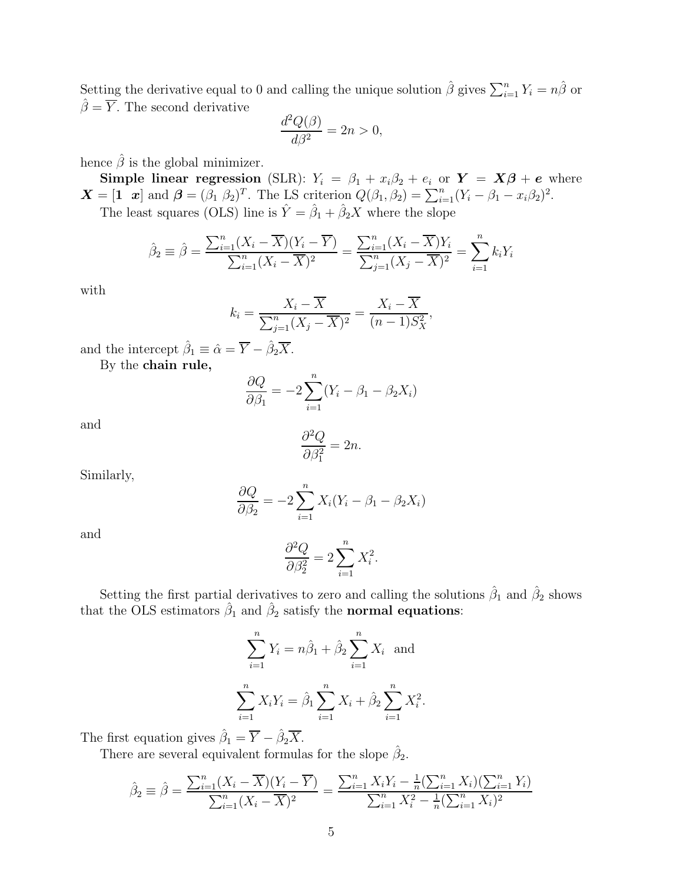Setting the derivative equal to 0 and calling the unique solution $\hat{\beta}$ gives $\sum_{i=1}^n Y_i = n\hat{\beta}$ or $\hat{\beta} = \overline{Y}$. The second derivative

$$\frac{d^2Q(\beta)}{d\beta^2} = 2n > 0,$$

hence $\hat{\beta}$ is the global minimizer.

**Simple linear regression** (SLR): $Y_i = \beta_1 + x_i\beta_2 + e_i$ or $\boldsymbol{Y} = \boldsymbol{X}\boldsymbol{\beta} + \boldsymbol{e}$ where $\boldsymbol{X} = [\boldsymbol{1} \;\; \boldsymbol{x}]$ and $\boldsymbol{\beta} = (\beta_1 \; \beta_2)^T$. The LS criterion $Q(\beta_1, \beta_2) = \sum_{i=1}^n (Y_i - \beta_1 - x_i\beta_2)^2$.

The least squares (OLS) line is $\hat{Y} = \hat{\beta}_1 + \hat{\beta}_2 X$ where the slope

$$\hat{\beta}_2 \equiv \hat{\beta} = \frac{\sum_{i=1}^n (X_i - \overline{X})(Y_i - \overline{Y})}{\sum_{i=1}^n (X_i - \overline{X})^2} = \frac{\sum_{i=1}^n (X_i - \overline{X})Y_i}{\sum_{j=1}^n (X_j - \overline{X})^2} = \sum_{i=1}^n k_i Y_i$$

with

$$k_i = \frac{X_i - \overline{X}}{\sum_{j=1}^n (X_j - \overline{X})^2} = \frac{X_i - \overline{X}}{(n-1)S_X^2},$$

and the intercept $\hat{\beta}_1 \equiv \hat{\alpha} = \overline{Y} - \hat{\beta}_2 \overline{X}$.

By the **chain rule,**

$$\frac{\partial Q}{\partial \beta_1} = -2 \sum_{i=1}^n (Y_i - \beta_1 - \beta_2 X_i)$$

and

$$\frac{\partial^2 Q}{\partial \beta_1^2} = 2n.$$

Similarly,

$$\frac{\partial Q}{\partial \beta_2} = -2 \sum_{i=1}^n X_i (Y_i - \beta_1 - \beta_2 X_i)$$

and

$$\frac{\partial^2 Q}{\partial \beta_2^2} = 2 \sum_{i=1}^n X_i^2.$$

Setting the first partial derivatives to zero and calling the solutions $\hat{\beta}_1$ and $\hat{\beta}_2$ shows that the OLS estimators $\hat{\beta}_1$ and $\hat{\beta}_2$ satisfy the **normal equations**:

$$\sum_{i=1}^n Y_i = n\hat{\beta}_1 + \hat{\beta}_2 \sum_{i=1}^n X_i \quad \text{and}$$

$$\sum_{i=1}^n X_i Y_i = \hat{\beta}_1 \sum_{i=1}^n X_i + \hat{\beta}_2 \sum_{i=1}^n X_i^2.$$

The first equation gives $\hat{\beta}_1 = \overline{Y} - \hat{\beta}_2 \overline{X}$.

There are several equivalent formulas for the slope $\hat{\beta}_2$.

$$\hat{\beta}_2 \equiv \hat{\beta} = \frac{\sum_{i=1}^n (X_i - \overline{X})(Y_i - \overline{Y})}{\sum_{i=1}^n (X_i - \overline{X})^2} = \frac{\sum_{i=1}^n X_i Y_i - \frac{1}{n}(\sum_{i=1}^n X_i)(\sum_{i=1}^n Y_i)}{\sum_{i=1}^n X_i^2 - \frac{1}{n}(\sum_{i=1}^n X_i)^2}$$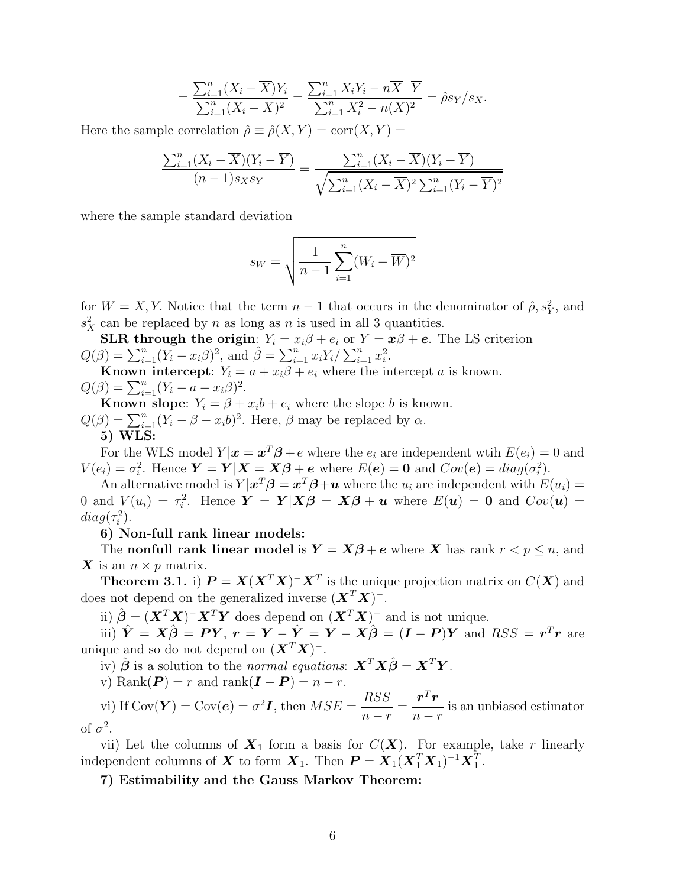$$= \frac{\sum_{i=1}^n (X_i - \overline{X}) Y_i}{\sum_{i=1}^n (X_i - \overline{X})^2} = \frac{\sum_{i=1}^n X_i Y_i - n\overline{X} \ \overline{Y}}{\sum_{i=1}^n X_i^2 - n(\overline{X})^2} = \hat{\rho} s_Y / s_X.$$

Here the sample correlation $\hat{\rho} \equiv \hat{\rho}(X, Y) = \text{corr}(X, Y) =$

$$\frac{\sum_{i=1}^n (X_i - \overline{X})(Y_i - \overline{Y})}{(n-1) s_X s_Y} = \frac{\sum_{i=1}^n (X_i - \overline{X})(Y_i - \overline{Y})}{\sqrt{\sum_{i=1}^n (X_i - \overline{X})^2 \sum_{i=1}^n (Y_i - \overline{Y})^2}}$$

where the sample standard deviation

$$s_W = \sqrt{\frac{1}{n-1} \sum_{i=1}^n (W_i - \overline{W})^2}$$

for $W = X, Y$. Notice that the term $n - 1$ that occurs in the denominator of $\hat{\rho}, s_Y^2$, and $s_X^2$ can be replaced by $n$ as long as $n$ is used in all 3 quantities.

**SLR through the origin**: $Y_i = x_i \beta + e_i$ or $Y = \boldsymbol{x}\beta + \boldsymbol{e}$. The LS criterion $Q(\beta) = \sum_{i=1}^n (Y_i - x_i \beta)^2$, and $\hat{\beta} = \sum_{i=1}^n x_i Y_i / \sum_{i=1}^n x_i^2$.

**Known intercept**: $Y_i = a + x_i \beta + e_i$ where the intercept $a$ is known. $Q(\beta) = \sum_{i=1}^n (Y_i - a - x_i \beta)^2$.

**Known slope**: $Y_i = \beta + x_i b + e_i$ where the slope $b$ is known. $Q(\beta) = \sum_{i=1}^n (Y_i - \beta - x_i b)^2$. Here, $\beta$ may be replaced by $\alpha$.

**5) WLS:**

For the WLS model $Y|\boldsymbol{x} = \boldsymbol{x}^T\boldsymbol{\beta} + e$ where the $e_i$ are independent wtih $E(e_i) = 0$ and $V(e_i) = \sigma_i^2$. Hence $\boldsymbol{Y} = \boldsymbol{Y}|\boldsymbol{X} = \boldsymbol{X}\boldsymbol{\beta} + \boldsymbol{e}$ where $E(\boldsymbol{e}) = \boldsymbol{0}$ and $Cov(\boldsymbol{e}) = diag(\sigma_i^2)$.

An alternative model is $Y|\boldsymbol{x}^T\boldsymbol{\beta} = \boldsymbol{x}^T\boldsymbol{\beta} + \boldsymbol{u}$ where the $u_i$ are independent with $E(u_i) = 0$ and $V(u_i) = \tau_i^2$. Hence $\boldsymbol{Y} = \boldsymbol{Y}|\boldsymbol{X}\boldsymbol{\beta} = \boldsymbol{X}\boldsymbol{\beta} + \boldsymbol{u}$ where $E(\boldsymbol{u}) = \boldsymbol{0}$ and $Cov(\boldsymbol{u}) = diag(\tau_i^2)$.

**6) Non-full rank linear models:**

The **nonfull rank linear model** is $\boldsymbol{Y} = \boldsymbol{X}\boldsymbol{\beta} + \boldsymbol{e}$ where $\boldsymbol{X}$ has rank $r < p \leq n$, and $\boldsymbol{X}$ is an $n \times p$ matrix.

**Theorem 3.1.** i) $\boldsymbol{P} = \boldsymbol{X}(\boldsymbol{X}^T\boldsymbol{X})^{-}\boldsymbol{X}^T$ is the unique projection matrix on $C(\boldsymbol{X})$ and does not depend on the generalized inverse $(\boldsymbol{X}^T\boldsymbol{X})^{-}$.

ii) $\hat{\boldsymbol{\beta}} = (\boldsymbol{X}^T\boldsymbol{X})^{-}\boldsymbol{X}^T\boldsymbol{Y}$ does depend on $(\boldsymbol{X}^T\boldsymbol{X})^{-}$ and is not unique.

iii) $\hat{\boldsymbol{Y}} = \boldsymbol{X}\hat{\boldsymbol{\beta}} = \boldsymbol{P}\boldsymbol{Y}$, $\boldsymbol{r} = \boldsymbol{Y} - \hat{\boldsymbol{Y}} = \boldsymbol{Y} - \boldsymbol{X}\hat{\boldsymbol{\beta}} = (\boldsymbol{I} - \boldsymbol{P})\boldsymbol{Y}$ and $RSS = \boldsymbol{r}^T\boldsymbol{r}$ are unique and so do not depend on $(\boldsymbol{X}^T\boldsymbol{X})^{-}$.

iv) $\hat{\boldsymbol{\beta}}$ is a solution to the *normal equations*: $\boldsymbol{X}^T\boldsymbol{X}\hat{\boldsymbol{\beta}} = \boldsymbol{X}^T\boldsymbol{Y}$.

v) Rank$(\boldsymbol{P}) = r$ and rank$(\boldsymbol{I} - \boldsymbol{P}) = n - r$.

vi) If $\text{Cov}(\boldsymbol{Y}) = \text{Cov}(\boldsymbol{e}) = \sigma^2\boldsymbol{I}$, then $MSE = \dfrac{RSS}{n-r} = \dfrac{\boldsymbol{r}^T\boldsymbol{r}}{n-r}$ is an unbiased estimator of $\sigma^2$.

vii) Let the columns of $\boldsymbol{X}_1$ form a basis for $C(\boldsymbol{X})$. For example, take $r$ linearly independent columns of $\boldsymbol{X}$ to form $\boldsymbol{X}_1$. Then $\boldsymbol{P} = \boldsymbol{X}_1(\boldsymbol{X}_1^T\boldsymbol{X}_1)^{-1}\boldsymbol{X}_1^T$.

**7) Estimability and the Gauss Markov Theorem:**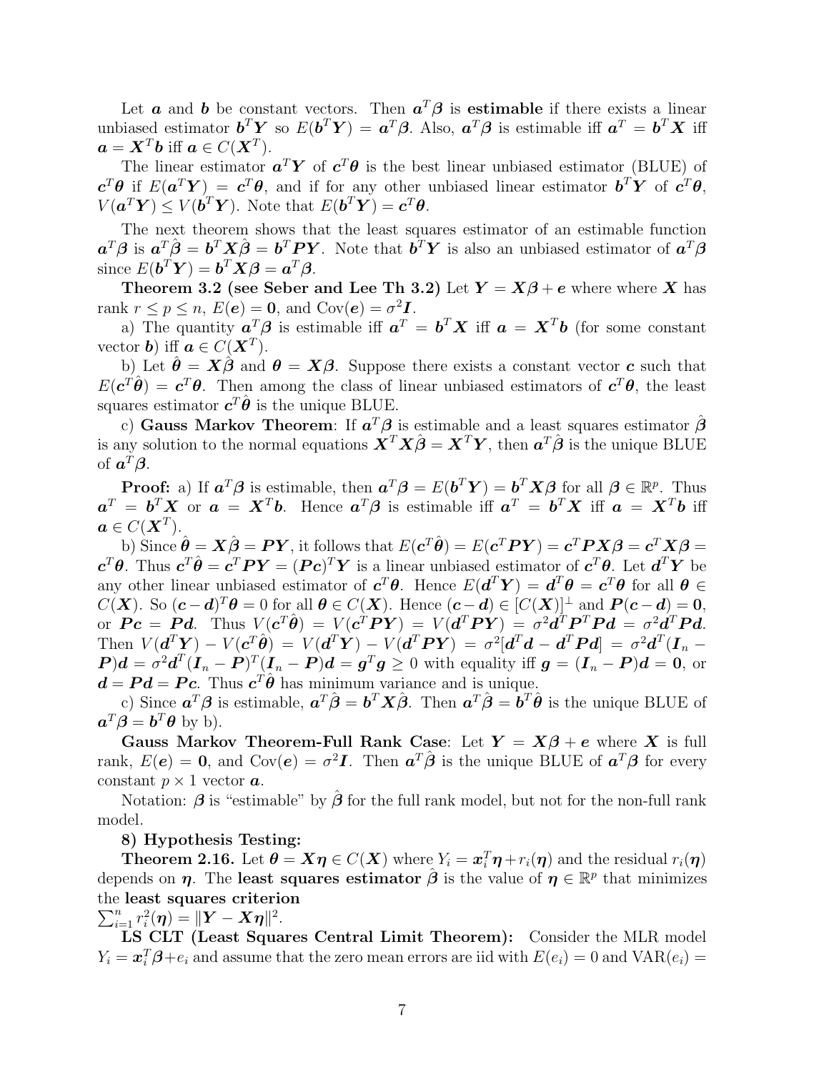Let $\boldsymbol{a}$ and $\boldsymbol{b}$ be constant vectors. Then $\boldsymbol{a}^T\boldsymbol{\beta}$ is **estimable** if there exists a linear unbiased estimator $\boldsymbol{b}^T\boldsymbol{Y}$ so $E(\boldsymbol{b}^T\boldsymbol{Y}) = \boldsymbol{a}^T\boldsymbol{\beta}$. Also, $\boldsymbol{a}^T\boldsymbol{\beta}$ is estimable iff $\boldsymbol{a}^T = \boldsymbol{b}^T\boldsymbol{X}$ iff $\boldsymbol{a} = \boldsymbol{X}^T\boldsymbol{b}$ iff $\boldsymbol{a} \in C(\boldsymbol{X}^T)$.

The linear estimator $\boldsymbol{a}^T\boldsymbol{Y}$ of $\boldsymbol{c}^T\boldsymbol{\theta}$ is the best linear unbiased estimator (BLUE) of $\boldsymbol{c}^T\boldsymbol{\theta}$ if $E(\boldsymbol{a}^T\boldsymbol{Y}) = \boldsymbol{c}^T\boldsymbol{\theta}$, and if for any other unbiased linear estimator $\boldsymbol{b}^T\boldsymbol{Y}$ of $\boldsymbol{c}^T\boldsymbol{\theta}$, $V(\boldsymbol{a}^T\boldsymbol{Y}) \leq V(\boldsymbol{b}^T\boldsymbol{Y})$. Note that $E(\boldsymbol{b}^T\boldsymbol{Y}) = \boldsymbol{c}^T\boldsymbol{\theta}$.

The next theorem shows that the least squares estimator of an estimable function $\boldsymbol{a}^T\boldsymbol{\beta}$ is $\boldsymbol{a}^T\hat{\boldsymbol{\beta}} = \boldsymbol{b}^T\boldsymbol{X}\hat{\boldsymbol{\beta}} = \boldsymbol{b}^T\boldsymbol{P}\boldsymbol{Y}$. Note that $\boldsymbol{b}^T\boldsymbol{Y}$ is also an unbiased estimator of $\boldsymbol{a}^T\boldsymbol{\beta}$ since $E(\boldsymbol{b}^T\boldsymbol{Y}) = \boldsymbol{b}^T\boldsymbol{X}\boldsymbol{\beta} = \boldsymbol{a}^T\boldsymbol{\beta}$.

**Theorem 3.2 (see Seber and Lee Th 3.2)** Let $\boldsymbol{Y} = \boldsymbol{X}\boldsymbol{\beta} + \boldsymbol{e}$ where where $\boldsymbol{X}$ has rank $r \leq p \leq n$, $E(\boldsymbol{e}) = \boldsymbol{0}$, and $\text{Cov}(\boldsymbol{e}) = \sigma^2\boldsymbol{I}$.

a) The quantity $\boldsymbol{a}^T\boldsymbol{\beta}$ is estimable iff $\boldsymbol{a}^T = \boldsymbol{b}^T\boldsymbol{X}$ iff $\boldsymbol{a} = \boldsymbol{X}^T\boldsymbol{b}$ (for some constant vector $\boldsymbol{b}$) iff $\boldsymbol{a} \in C(\boldsymbol{X}^T)$.

b) Let $\hat{\boldsymbol{\theta}} = \boldsymbol{X}\hat{\boldsymbol{\beta}}$ and $\boldsymbol{\theta} = \boldsymbol{X}\boldsymbol{\beta}$. Suppose there exists a constant vector $\boldsymbol{c}$ such that $E(\boldsymbol{c}^T\hat{\boldsymbol{\theta}}) = \boldsymbol{c}^T\boldsymbol{\theta}$. Then among the class of linear unbiased estimators of $\boldsymbol{c}^T\boldsymbol{\theta}$, the least squares estimator $\boldsymbol{c}^T\hat{\boldsymbol{\theta}}$ is the unique BLUE.

c) **Gauss Markov Theorem**: If $\boldsymbol{a}^T\boldsymbol{\beta}$ is estimable and a least squares estimator $\hat{\boldsymbol{\beta}}$ is any solution to the normal equations $\boldsymbol{X}^T\boldsymbol{X}\hat{\boldsymbol{\beta}} = \boldsymbol{X}^T\boldsymbol{Y}$, then $\boldsymbol{a}^T\hat{\boldsymbol{\beta}}$ is the unique BLUE of $\boldsymbol{a}^T\boldsymbol{\beta}$.

**Proof:** a) If $\boldsymbol{a}^T\boldsymbol{\beta}$ is estimable, then $\boldsymbol{a}^T\boldsymbol{\beta} = E(\boldsymbol{b}^T\boldsymbol{Y}) = \boldsymbol{b}^T\boldsymbol{X}\boldsymbol{\beta}$ for all $\boldsymbol{\beta} \in \mathbb{R}^p$. Thus $\boldsymbol{a}^T = \boldsymbol{b}^T\boldsymbol{X}$ or $\boldsymbol{a} = \boldsymbol{X}^T\boldsymbol{b}$. Hence $\boldsymbol{a}^T\boldsymbol{\beta}$ is estimable iff $\boldsymbol{a}^T = \boldsymbol{b}^T\boldsymbol{X}$ iff $\boldsymbol{a} = \boldsymbol{X}^T\boldsymbol{b}$ iff $\boldsymbol{a} \in C(\boldsymbol{X}^T)$.

b) Since $\hat{\boldsymbol{\theta}} = \boldsymbol{X}\hat{\boldsymbol{\beta}} = \boldsymbol{P}\boldsymbol{Y}$, it follows that $E(\boldsymbol{c}^T\hat{\boldsymbol{\theta}}) = E(\boldsymbol{c}^T\boldsymbol{P}\boldsymbol{Y}) = \boldsymbol{c}^T\boldsymbol{P}\boldsymbol{X}\boldsymbol{\beta} = \boldsymbol{c}^T\boldsymbol{X}\boldsymbol{\beta} = \boldsymbol{c}^T\boldsymbol{\theta}$. Thus $\boldsymbol{c}^T\hat{\boldsymbol{\theta}} = \boldsymbol{c}^T\boldsymbol{P}\boldsymbol{Y} = (\boldsymbol{P}\boldsymbol{c})^T\boldsymbol{Y}$ is a linear unbiased estimator of $\boldsymbol{c}^T\boldsymbol{\theta}$. Let $\boldsymbol{d}^T\boldsymbol{Y}$ be any other linear unbiased estimator of $\boldsymbol{c}^T\boldsymbol{\theta}$. Hence $E(\boldsymbol{d}^T\boldsymbol{Y}) = \boldsymbol{d}^T\boldsymbol{\theta} = \boldsymbol{c}^T\boldsymbol{\theta}$ for all $\boldsymbol{\theta} \in C(\boldsymbol{X})$. So $(\boldsymbol{c} - \boldsymbol{d})^T\boldsymbol{\theta} = 0$ for all $\boldsymbol{\theta} \in C(\boldsymbol{X})$. Hence $(\boldsymbol{c} - \boldsymbol{d}) \in [C(\boldsymbol{X})]^\perp$ and $\boldsymbol{P}(\boldsymbol{c} - \boldsymbol{d}) = \boldsymbol{0}$, or $\boldsymbol{P}\boldsymbol{c} = \boldsymbol{P}\boldsymbol{d}$. Thus $V(\boldsymbol{c}^T\hat{\boldsymbol{\theta}}) = V(\boldsymbol{c}^T\boldsymbol{P}\boldsymbol{Y}) = V(\boldsymbol{d}^T\boldsymbol{P}\boldsymbol{Y}) = \sigma^2\boldsymbol{d}^T\boldsymbol{P}^T\boldsymbol{P}\boldsymbol{d} = \sigma^2\boldsymbol{d}^T\boldsymbol{P}\boldsymbol{d}$. Then $V(\boldsymbol{d}^T\boldsymbol{Y}) - V(\boldsymbol{c}^T\hat{\boldsymbol{\theta}}) = V(\boldsymbol{d}^T\boldsymbol{Y}) - V(\boldsymbol{d}^T\boldsymbol{P}\boldsymbol{Y}) = \sigma^2[\boldsymbol{d}^T\boldsymbol{d} - \boldsymbol{d}^T\boldsymbol{P}\boldsymbol{d}] = \sigma^2\boldsymbol{d}^T(\boldsymbol{I}_n - \boldsymbol{P})\boldsymbol{d} = \sigma^2\boldsymbol{d}^T(\boldsymbol{I}_n - \boldsymbol{P})^T(\boldsymbol{I}_n - \boldsymbol{P})\boldsymbol{d} = \boldsymbol{g}^T\boldsymbol{g} \geq 0$ with equality iff $\boldsymbol{g} = (\boldsymbol{I}_n - \boldsymbol{P})\boldsymbol{d} = \boldsymbol{0}$, or $\boldsymbol{d} = \boldsymbol{P}\boldsymbol{d} = \boldsymbol{P}\boldsymbol{c}$. Thus $\boldsymbol{c}^T\hat{\boldsymbol{\theta}}$ has minimum variance and is unique.

c) Since $\boldsymbol{a}^T\boldsymbol{\beta}$ is estimable, $\boldsymbol{a}^T\hat{\boldsymbol{\beta}} = \boldsymbol{b}^T\boldsymbol{X}\hat{\boldsymbol{\beta}}$. Then $\boldsymbol{a}^T\hat{\boldsymbol{\beta}} = \boldsymbol{b}^T\hat{\boldsymbol{\theta}}$ is the unique BLUE of $\boldsymbol{a}^T\boldsymbol{\beta} = \boldsymbol{b}^T\boldsymbol{\theta}$ by b).

**Gauss Markov Theorem-Full Rank Case**: Let $\boldsymbol{Y} = \boldsymbol{X}\boldsymbol{\beta} + \boldsymbol{e}$ where $\boldsymbol{X}$ is full rank, $E(\boldsymbol{e}) = \boldsymbol{0}$, and $\text{Cov}(\boldsymbol{e}) = \sigma^2\boldsymbol{I}$. Then $\boldsymbol{a}^T\hat{\boldsymbol{\beta}}$ is the unique BLUE of $\boldsymbol{a}^T\boldsymbol{\beta}$ for every constant $p \times 1$ vector $\boldsymbol{a}$.

Notation: $\boldsymbol{\beta}$ is "estimable" by $\hat{\boldsymbol{\beta}}$ for the full rank model, but not for the non-full rank model.

**8) Hypothesis Testing:**

**Theorem 2.16.** Let $\boldsymbol{\theta} = \boldsymbol{X}\boldsymbol{\eta} \in C(\boldsymbol{X})$ where $Y_i = \boldsymbol{x}_i^T\boldsymbol{\eta} + r_i(\boldsymbol{\eta})$ and the residual $r_i(\boldsymbol{\eta})$ depends on $\boldsymbol{\eta}$. The **least squares estimator** $\hat{\boldsymbol{\beta}}$ is the value of $\boldsymbol{\eta} \in \mathbb{R}^p$ that minimizes the **least squares criterion** $\sum_{i=1}^n r_i^2(\boldsymbol{\eta}) = \|\boldsymbol{Y} - \boldsymbol{X}\boldsymbol{\eta}\|^2$.

**LS CLT (Least Squares Central Limit Theorem):** Consider the MLR model $Y_i = \boldsymbol{x}_i^T\boldsymbol{\beta} + e_i$ and assume that the zero mean errors are iid with $E(e_i) = 0$ and $\text{VAR}(e_i) =$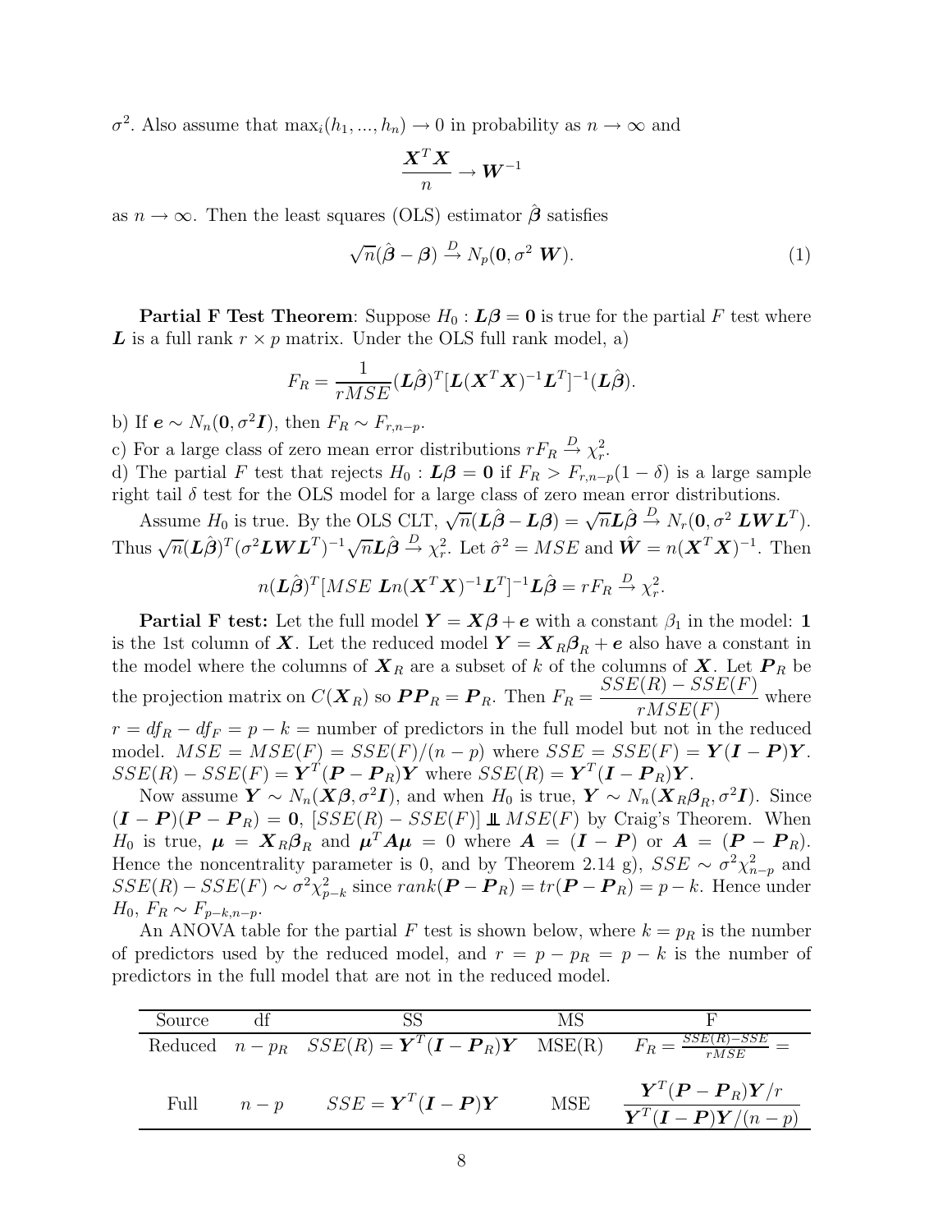$\sigma^2$. Also assume that $\max_i(h_1, ..., h_n) \to 0$ in probability as $n \to \infty$ and

$$\frac{\boldsymbol{X}^T\boldsymbol{X}}{n} \to \boldsymbol{W}^{-1}$$

as $n \to \infty$. Then the least squares (OLS) estimator $\hat{\boldsymbol{\beta}}$ satisfies

$$\sqrt{n}(\hat{\boldsymbol{\beta}} - \boldsymbol{\beta}) \xrightarrow{D} N_p(\boldsymbol{0}, \sigma^2 \ \boldsymbol{W}). \tag{1}$$

**Partial F Test Theorem**: Suppose $H_0 : \boldsymbol{L\beta} = \boldsymbol{0}$ is true for the partial $F$ test where $\boldsymbol{L}$ is a full rank $r \times p$ matrix. Under the OLS full rank model, a)

$$F_R = \frac{1}{rMSE}(\boldsymbol{L}\hat{\boldsymbol{\beta}})^T[\boldsymbol{L}(\boldsymbol{X}^T\boldsymbol{X})^{-1}\boldsymbol{L}^T]^{-1}(\boldsymbol{L}\hat{\boldsymbol{\beta}}).$$

b) If $\boldsymbol{e} \sim N_n(\boldsymbol{0}, \sigma^2\boldsymbol{I})$, then $F_R \sim F_{r,n-p}$.

c) For a large class of zero mean error distributions $rF_R \xrightarrow{D} \chi^2_r$.

d) The partial $F$ test that rejects $H_0 : \boldsymbol{L\beta} = \boldsymbol{0}$ if $F_R > F_{r,n-p}(1-\delta)$ is a large sample right tail $\delta$ test for the OLS model for a large class of zero mean error distributions.

Assume $H_0$ is true. By the OLS CLT, $\sqrt{n}(\boldsymbol{L}\hat{\boldsymbol{\beta}} - \boldsymbol{L\beta}) = \sqrt{n}\boldsymbol{L}\hat{\boldsymbol{\beta}} \xrightarrow{D} N_r(\boldsymbol{0}, \sigma^2 \ \boldsymbol{LWL}^T)$. Thus $\sqrt{n}(\boldsymbol{L}\hat{\boldsymbol{\beta}})^T(\sigma^2\boldsymbol{LWL}^T)^{-1}\sqrt{n}\boldsymbol{L}\hat{\boldsymbol{\beta}} \xrightarrow{D} \chi^2_r$. Let $\hat{\sigma}^2 = MSE$ and $\hat{\boldsymbol{W}} = n(\boldsymbol{X}^T\boldsymbol{X})^{-1}$. Then

$$n(\boldsymbol{L}\hat{\boldsymbol{\beta}})^T[MSE \ \boldsymbol{L}n(\boldsymbol{X}^T\boldsymbol{X})^{-1}\boldsymbol{L}^T]^{-1}\boldsymbol{L}\hat{\boldsymbol{\beta}} = rF_R \xrightarrow{D} \chi^2_r.$$

**Partial F test:** Let the full model $\boldsymbol{Y} = \boldsymbol{X\beta} + \boldsymbol{e}$ with a constant $\beta_1$ in the model: $\boldsymbol{1}$ is the 1st column of $\boldsymbol{X}$. Let the reduced model $\boldsymbol{Y} = \boldsymbol{X}_R\boldsymbol{\beta}_R + \boldsymbol{e}$ also have a constant in the model where the columns of $\boldsymbol{X}_R$ are a subset of $k$ of the columns of $\boldsymbol{X}$. Let $\boldsymbol{P}_R$ be the projection matrix on $C(\boldsymbol{X}_R)$ so $\boldsymbol{PP}_R = \boldsymbol{P}_R$. Then $F_R = \dfrac{SSE(R) - SSE(F)}{rMSE(F)}$ where $r = df_R - df_F = p - k =$ number of predictors in the full model but not in the reduced model. $MSE = MSE(F) = SSE(F)/(n-p)$ where $SSE = SSE(F) = \boldsymbol{Y}(\boldsymbol{I} - \boldsymbol{P})\boldsymbol{Y}$. $SSE(R) - SSE(F) = \boldsymbol{Y}^T(\boldsymbol{P} - \boldsymbol{P}_R)\boldsymbol{Y}$ where $SSE(R) = \boldsymbol{Y}^T(\boldsymbol{I} - \boldsymbol{P}_R)\boldsymbol{Y}$.

Now assume $\boldsymbol{Y} \sim N_n(\boldsymbol{X\beta}, \sigma^2\boldsymbol{I})$, and when $H_0$ is true, $\boldsymbol{Y} \sim N_n(\boldsymbol{X}_R\boldsymbol{\beta}_R, \sigma^2\boldsymbol{I})$. Since $(\boldsymbol{I} - \boldsymbol{P})(\boldsymbol{P} - \boldsymbol{P}_R) = \boldsymbol{0}$, $[SSE(R) - SSE(F)] \perp\!\!\!\perp MSE(F)$ by Craig's Theorem. When $H_0$ is true, $\boldsymbol{\mu} = \boldsymbol{X}_R\boldsymbol{\beta}_R$ and $\boldsymbol{\mu}^T\boldsymbol{A\mu} = 0$ where $\boldsymbol{A} = (\boldsymbol{I} - \boldsymbol{P})$ or $\boldsymbol{A} = (\boldsymbol{P} - \boldsymbol{P}_R)$. Hence the noncentrality parameter is 0, and by Theorem 2.14 g), $SSE \sim \sigma^2\chi^2_{n-p}$ and $SSE(R) - SSE(F) \sim \sigma^2\chi^2_{p-k}$ since $rank(\boldsymbol{P} - \boldsymbol{P}_R) = tr(\boldsymbol{P} - \boldsymbol{P}_R) = p - k$. Hence under $H_0$, $F_R \sim F_{p-k,n-p}$.

An ANOVA table for the partial $F$ test is shown below, where $k = p_R$ is the number of predictors used by the reduced model, and $r = p - p_R = p - k$ is the number of predictors in the full model that are not in the reduced model.

| Source | df | SS | MS | F |
|---|---|---|---|---|
| Reduced | $n - p_R$ | $SSE(R) = \boldsymbol{Y}^T(\boldsymbol{I} - \boldsymbol{P}_R)\boldsymbol{Y}$ | MSE(R) | $F_R = \frac{SSE(R) - SSE}{rMSE} =$ |
| Full | $n - p$ | $SSE = \boldsymbol{Y}^T(\boldsymbol{I} - \boldsymbol{P})\boldsymbol{Y}$ | MSE | $\dfrac{\boldsymbol{Y}^T(\boldsymbol{P} - \boldsymbol{P}_R)\boldsymbol{Y}/r}{\boldsymbol{Y}^T(\boldsymbol{I} - \boldsymbol{P})\boldsymbol{Y}/(n-p)}$ |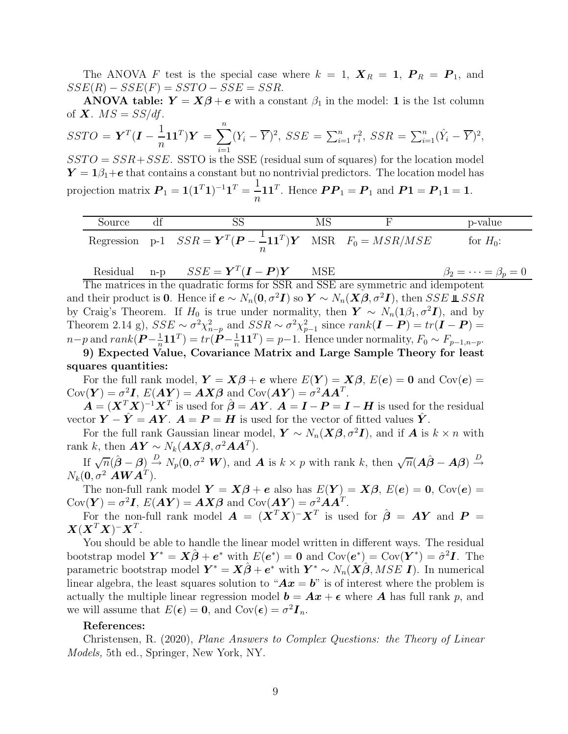The ANOVA $F$ test is the special case where $k = 1$, $\boldsymbol{X}_R = \boldsymbol{1}$, $\boldsymbol{P}_R = \boldsymbol{P}_1$, and $SSE(R) - SSE(F) = SSTO - SSE = SSR$.

**ANOVA table:** $\boldsymbol{Y} = \boldsymbol{X\beta} + \boldsymbol{e}$ with a constant $\beta_1$ in the model: $\boldsymbol{1}$ is the 1st column of $\boldsymbol{X}$. $MS = SS/df$.

$SSTO = \boldsymbol{Y}^T(\boldsymbol{I} - \frac{1}{n}\boldsymbol{1}\boldsymbol{1}^T)\boldsymbol{Y} = \sum_{i=1}^n (Y_i - \overline{Y})^2$, $SSE = \sum_{i=1}^n r_i^2$, $SSR = \sum_{i=1}^n (\hat{Y}_i - \overline{Y})^2$, $SSTO = SSR + SSE$. SSTO is the SSE (residual sum of squares) for the location model $\boldsymbol{Y} = \boldsymbol{1}\beta_1 + \boldsymbol{e}$ that contains a constant but no nontrivial predictors. The location model has projection matrix $\boldsymbol{P}_1 = \boldsymbol{1}(\boldsymbol{1}^T\boldsymbol{1})^{-1}\boldsymbol{1}^T = \frac{1}{n}\boldsymbol{1}\boldsymbol{1}^T$. Hence $\boldsymbol{P}\boldsymbol{P}_1 = \boldsymbol{P}_1$ and $\boldsymbol{P}\boldsymbol{1} = \boldsymbol{P}_1\boldsymbol{1} = \boldsymbol{1}$.

| Source | df | SS | MS | F | p-value |
|---|---|---|---|---|---|
| Regression | p-1 | $SSR = \boldsymbol{Y}^T(\boldsymbol{P} - \frac{1}{n}\boldsymbol{1}\boldsymbol{1}^T)\boldsymbol{Y}$ | MSR | $F_0 = MSR/MSE$ | for $H_0$: |
| Residual | n-p | $SSE = \boldsymbol{Y}^T(\boldsymbol{I} - \boldsymbol{P})\boldsymbol{Y}$ | MSE | | $\beta_2 = \cdots = \beta_p = 0$ |

The matrices in the quadratic forms for SSR and SSE are symmetric and idempotent and their product is $\boldsymbol{0}$. Hence if $\boldsymbol{e} \sim N_n(\boldsymbol{0}, \sigma^2\boldsymbol{I})$ so $\boldsymbol{Y} \sim N_n(\boldsymbol{X\beta}, \sigma^2\boldsymbol{I})$, then $SSE \perp\!\!\!\perp SSR$ by Craig's Theorem. If $H_0$ is true under normality, then $\boldsymbol{Y} \sim N_n(\boldsymbol{1}\beta_1, \sigma^2\boldsymbol{I})$, and by Theorem 2.14 g), $SSE \sim \sigma^2\chi^2_{n-p}$ and $SSR \sim \sigma^2\chi^2_{p-1}$ since $rank(\boldsymbol{I} - \boldsymbol{P}) = tr(\boldsymbol{I} - \boldsymbol{P}) = n-p$ and $rank(\boldsymbol{P} - \frac{1}{n}\boldsymbol{1}\boldsymbol{1}^T) = tr(\boldsymbol{P} - \frac{1}{n}\boldsymbol{1}\boldsymbol{1}^T) = p-1$. Hence under normality, $F_0 \sim F_{p-1,n-p}$.

**9) Expected Value, Covariance Matrix and Large Sample Theory for least squares quantities:**

For the full rank model, $\boldsymbol{Y} = \boldsymbol{X\beta} + \boldsymbol{e}$ where $E(\boldsymbol{Y}) = \boldsymbol{X\beta}$, $E(\boldsymbol{e}) = \boldsymbol{0}$ and $\text{Cov}(\boldsymbol{e}) = \text{Cov}(\boldsymbol{Y}) = \sigma^2\boldsymbol{I}$, $E(\boldsymbol{AY}) = \boldsymbol{AX\beta}$ and $\text{Cov}(\boldsymbol{AY}) = \sigma^2\boldsymbol{A}\boldsymbol{A}^T$.

$\boldsymbol{A} = (\boldsymbol{X}^T\boldsymbol{X})^{-1}\boldsymbol{X}^T$ is used for $\hat{\boldsymbol{\beta}} = \boldsymbol{AY}$. $\boldsymbol{A} = \boldsymbol{I} - \boldsymbol{P} = \boldsymbol{I} - \boldsymbol{H}$ is used for the residual vector $\boldsymbol{Y} - \hat{\boldsymbol{Y}} = \boldsymbol{AY}$. $\boldsymbol{A} = \boldsymbol{P} = \boldsymbol{H}$ is used for the vector of fitted values $\hat{\boldsymbol{Y}}$.

For the full rank Gaussian linear model, $\boldsymbol{Y} \sim N_n(\boldsymbol{X\beta}, \sigma^2\boldsymbol{I})$, and if $\boldsymbol{A}$ is $k \times n$ with rank $k$, then $\boldsymbol{AY} \sim N_k(\boldsymbol{AX\beta}, \sigma^2\boldsymbol{A}\boldsymbol{A}^T)$.

If $\sqrt{n}(\hat{\boldsymbol{\beta}} - \boldsymbol{\beta}) \xrightarrow{D} N_p(\boldsymbol{0}, \sigma^2\,\boldsymbol{W})$, and $\boldsymbol{A}$ is $k \times p$ with rank $k$, then $\sqrt{n}(\boldsymbol{A}\hat{\boldsymbol{\beta}} - \boldsymbol{A\beta}) \xrightarrow{D} N_k(\boldsymbol{0}, \sigma^2\,\boldsymbol{AWA}^T)$.

The non-full rank model $\boldsymbol{Y} = \boldsymbol{X\beta} + \boldsymbol{e}$ also has $E(\boldsymbol{Y}) = \boldsymbol{X\beta}$, $E(\boldsymbol{e}) = \boldsymbol{0}$, $\text{Cov}(\boldsymbol{e}) = \text{Cov}(\boldsymbol{Y}) = \sigma^2\boldsymbol{I}$, $E(\boldsymbol{AY}) = \boldsymbol{AX\beta}$ and $\text{Cov}(\boldsymbol{AY}) = \sigma^2\boldsymbol{A}\boldsymbol{A}^T$.

For the non-full rank model $\boldsymbol{A} = (\boldsymbol{X}^T\boldsymbol{X})^{-}\boldsymbol{X}^T$ is used for $\hat{\boldsymbol{\beta}} = \boldsymbol{AY}$ and $\boldsymbol{P} = \boldsymbol{X}(\boldsymbol{X}^T\boldsymbol{X})^{-}\boldsymbol{X}^T$.

You should be able to handle the linear model written in different ways. The residual bootstrap model $\boldsymbol{Y}^* = \boldsymbol{X}\hat{\boldsymbol{\beta}} + \boldsymbol{e}^*$ with $E(\boldsymbol{e}^*) = \boldsymbol{0}$ and $\text{Cov}(\boldsymbol{e}^*) = \text{Cov}(\boldsymbol{Y}^*) = \hat{\sigma}^2\boldsymbol{I}$. The parametric bootstrap model $\boldsymbol{Y}^* = \boldsymbol{X}\hat{\boldsymbol{\beta}} + \boldsymbol{e}^*$ with $\boldsymbol{Y}^* \sim N_n(\boldsymbol{X}\hat{\boldsymbol{\beta}}, MSE\;\boldsymbol{I})$. In numerical linear algebra, the least squares solution to "$\boldsymbol{Ax} = \boldsymbol{b}$" is of interest where the problem is actually the multiple linear regression model $\boldsymbol{b} = \boldsymbol{Ax} + \boldsymbol{\epsilon}$ where $\boldsymbol{A}$ has full rank $p$, and we will assume that $E(\boldsymbol{\epsilon}) = \boldsymbol{0}$, and $\text{Cov}(\boldsymbol{\epsilon}) = \sigma^2\boldsymbol{I}_n$.

**References:**

Christensen, R. (2020), *Plane Answers to Complex Questions: the Theory of Linear Models,* 5th ed., Springer, New York, NY.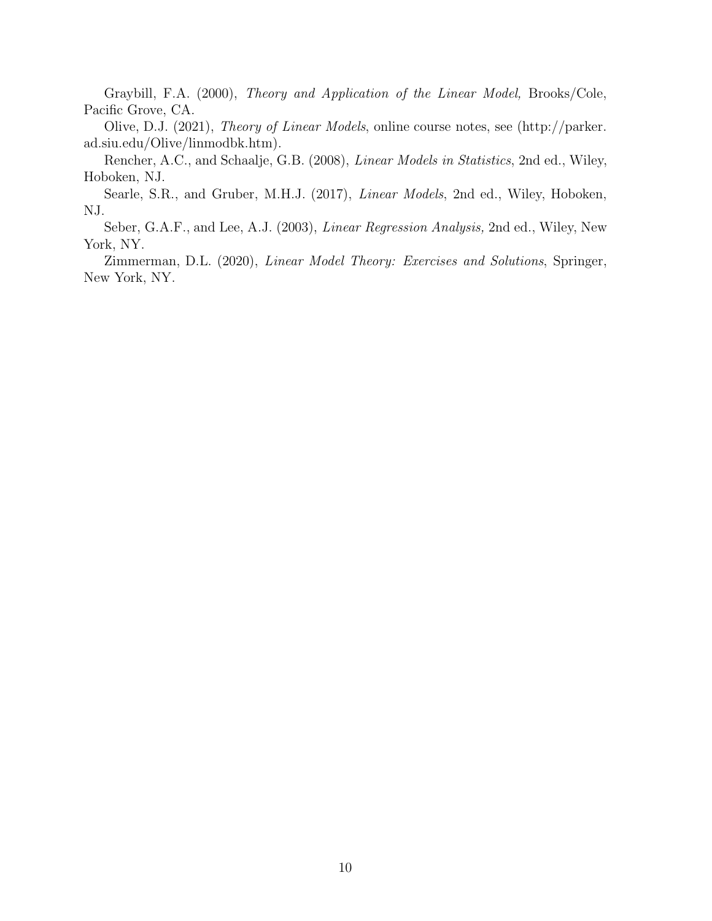Graybill, F.A. (2000), *Theory and Application of the Linear Model,* Brooks/Cole, Pacific Grove, CA.

Olive, D.J. (2021), *Theory of Linear Models*, online course notes, see (http://parker.ad.siu.edu/Olive/linmodbk.htm).

Rencher, A.C., and Schaalje, G.B. (2008), *Linear Models in Statistics*, 2nd ed., Wiley, Hoboken, NJ.

Searle, S.R., and Gruber, M.H.J. (2017), *Linear Models*, 2nd ed., Wiley, Hoboken, NJ.

Seber, G.A.F., and Lee, A.J. (2003), *Linear Regression Analysis,* 2nd ed., Wiley, New York, NY.

Zimmerman, D.L. (2020), *Linear Model Theory: Exercises and Solutions*, Springer, New York, NY.